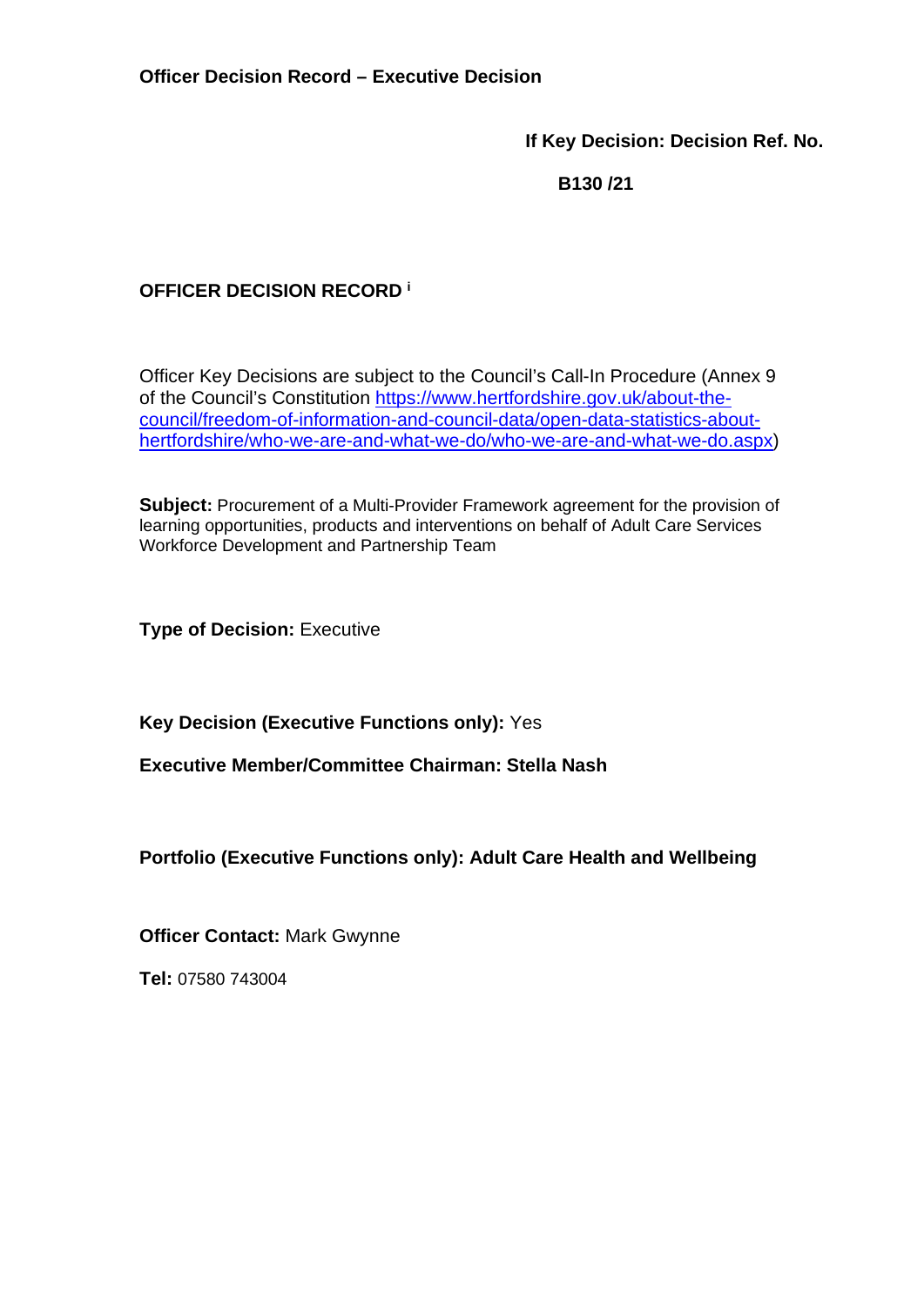**Officer Decision Record – Executive Decision**

**If Key Decision: Decision Ref. No.**

**B130 /21**

**OFFICER DECISION RECORD [i]**

Officer Key Decisions are subject to the Council's Call-In Procedure (Annex 9 of the Council's Constitution [https://www.hertfordshire.gov.uk/about-the-council/freedom-of-information-and-council-data/open-data-statistics-about-hertfordshire/who-we-are-and-what-we-do/who-we-are-and-what-we-do.aspx](https://www.hertfordshire.gov.uk/about-the-council/freedom-of-information-and-council-data/open-data-statistics-about-hertfordshire/who-we-are-and-what-we-do/who-we-are-and-what-we-do.aspx))

**Subject:** Procurement of a Multi-Provider Framework agreement for the provision of learning opportunities, products and interventions on behalf of Adult Care Services Workforce Development and Partnership Team

**Type of Decision:** Executive

**Key Decision (Executive Functions only):** Yes

**Executive Member/Committee Chairman: Stella Nash**

**Portfolio (Executive Functions only): Adult Care Health and Wellbeing**

**Officer Contact:** Mark Gwynne

**Tel:** 07580 743004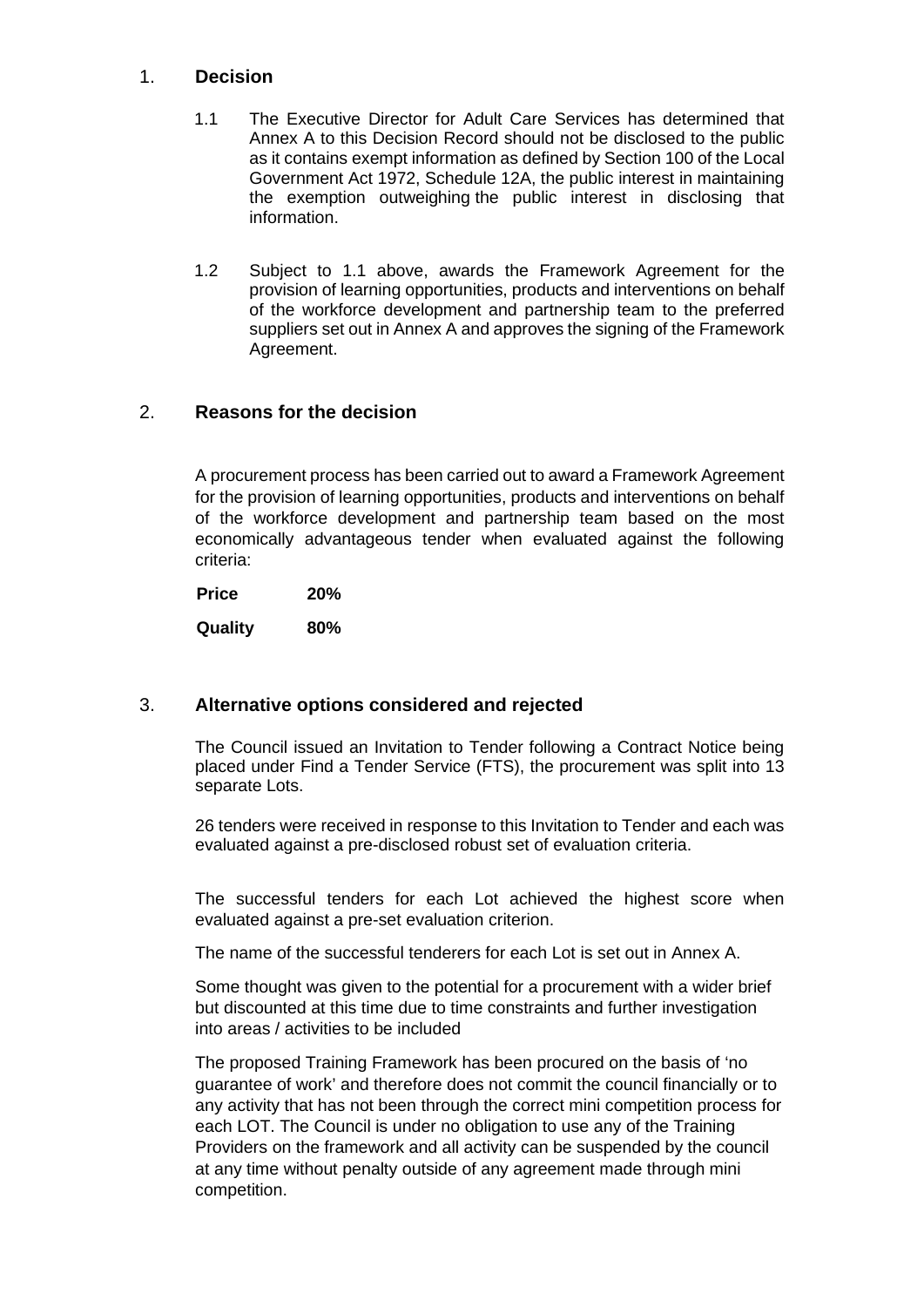## 1. **Decision**

1.1 The Executive Director for Adult Care Services has determined that Annex A to this Decision Record should not be disclosed to the public as it contains exempt information as defined by Section 100 of the Local Government Act 1972, Schedule 12A, the public interest in maintaining the exemption outweighing the public interest in disclosing that information.

1.2 Subject to 1.1 above, awards the Framework Agreement for the provision of learning opportunities, products and interventions on behalf of the workforce development and partnership team to the preferred suppliers set out in Annex A and approves the signing of the Framework Agreement.

## 2. **Reasons for the decision**

A procurement process has been carried out to award a Framework Agreement for the provision of learning opportunities, products and interventions on behalf of the workforce development and partnership team based on the most economically advantageous tender when evaluated against the following criteria:

| **Price** | **20%** |
|---|---|
| **Quality** | **80%** |

## 3. **Alternative options considered and rejected**

The Council issued an Invitation to Tender following a Contract Notice being placed under Find a Tender Service (FTS), the procurement was split into 13 separate Lots.

26 tenders were received in response to this Invitation to Tender and each was evaluated against a pre-disclosed robust set of evaluation criteria.

The successful tenders for each Lot achieved the highest score when evaluated against a pre-set evaluation criterion.

The name of the successful tenderers for each Lot is set out in Annex A.

Some thought was given to the potential for a procurement with a wider brief but discounted at this time due to time constraints and further investigation into areas / activities to be included

The proposed Training Framework has been procured on the basis of 'no guarantee of work' and therefore does not commit the council financially or to any activity that has not been through the correct mini competition process for each LOT. The Council is under no obligation to use any of the Training Providers on the framework and all activity can be suspended by the council at any time without penalty outside of any agreement made through mini competition.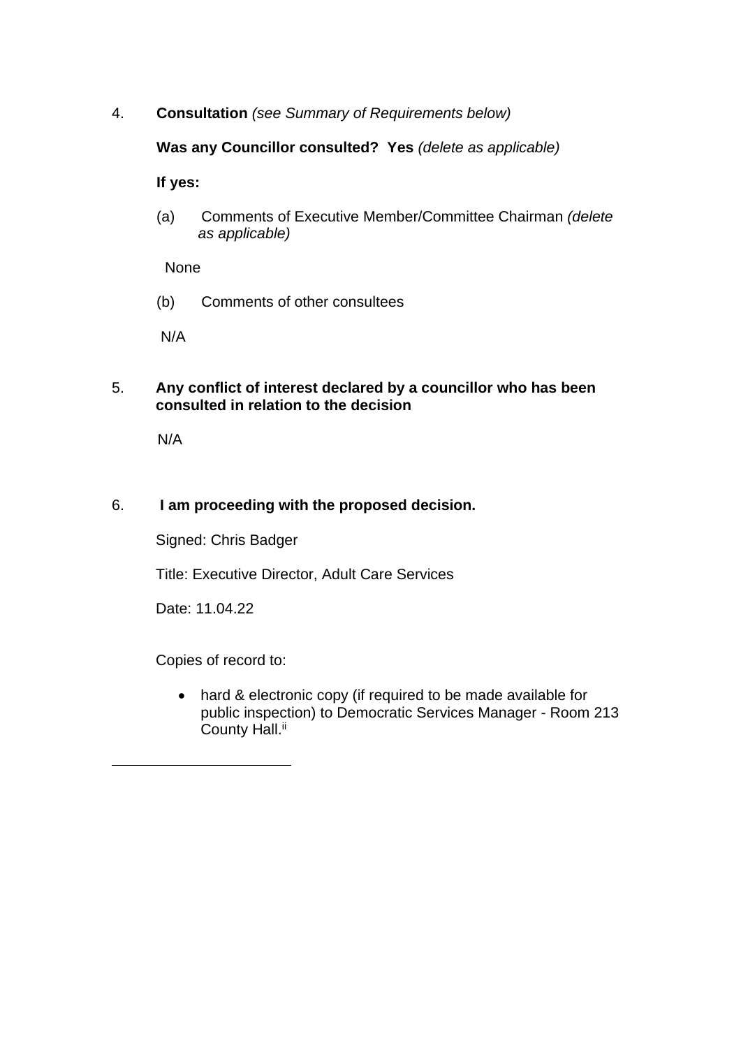4. **Consultation** *(see Summary of Requirements below)*

   **Was any Councillor consulted? Yes** *(delete as applicable)*

   **If yes:**

   (a) Comments of Executive Member/Committee Chairman *(delete as applicable)*

   None

   (b) Comments of other consultees

   N/A

5. **Any conflict of interest declared by a councillor who has been consulted in relation to the decision**

   N/A

6. **I am proceeding with the proposed decision.**

   Signed: Chris Badger

   Title: Executive Director, Adult Care Services

   Date: 11.04.22

   Copies of record to:

   - hard & electronic copy (if required to be made available for public inspection) to Democratic Services Manager - Room 213 County Hall.[ii]